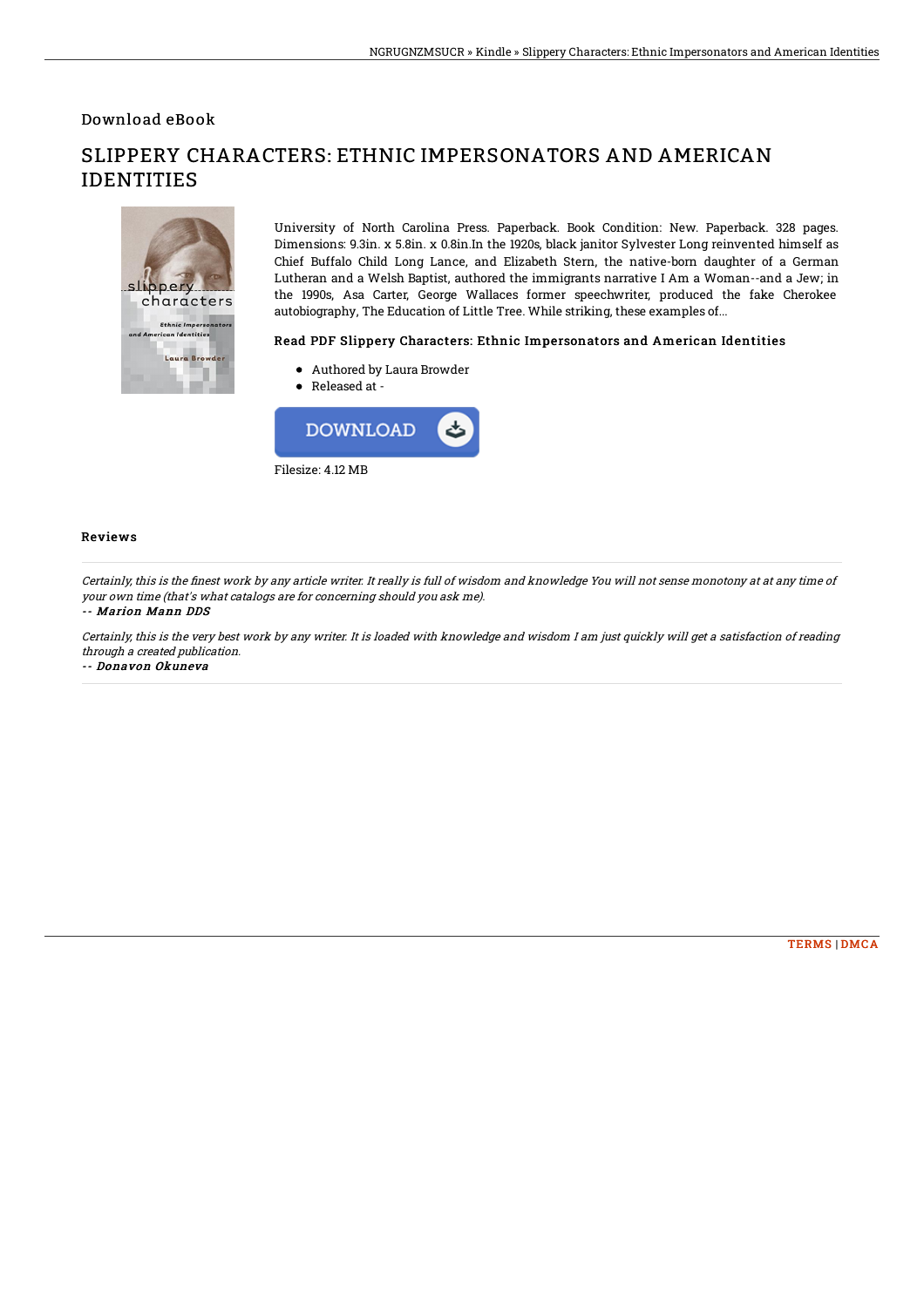Download eBook

# SLIPPERY CHARACTERS: ETHNIC IMPERSONATORS AND AMERICAN IDENTITIES

University of North Carolina Press. Paperback. Book Condition: New. Paperback. 328 pages. Dimensions: 9.3in. x 5.8in. x 0.8in.In the 1920s, black janitor Sylvester Long reinvented himself as Chief Buffalo Child Long Lance, and Elizabeth Stern, the native-born daughter of a German Lutheran and a Welsh Baptist, authored the immigrants narrative I Am a Woman--and a Jew; in the 1990s, Asa Carter, George Wallaces former speechwriter, produced the fake Cherokee autobiography, The Education of Little Tree. While striking, these examples of...

### Read PDF Slippery Characters: Ethnic Impersonators and American Identities

- Authored by Laura Browder
- Released at -

DOWNLOAD

Filesize: 4.12 MB

## Reviews

*Certainly, this is the finest work by any article writer. It really is full of wisdom and knowledge You will not sense monotony at at any time of your own time (that's what catalogs are for concerning should you ask me).*

-- ***Marion Mann DDS***

*Certainly, this is the very best work by any writer. It is loaded with knowledge and wisdom I am just quickly will get a satisfaction of reading through a created publication.*

-- ***Donavon Okuneva***

TERMS | DMCA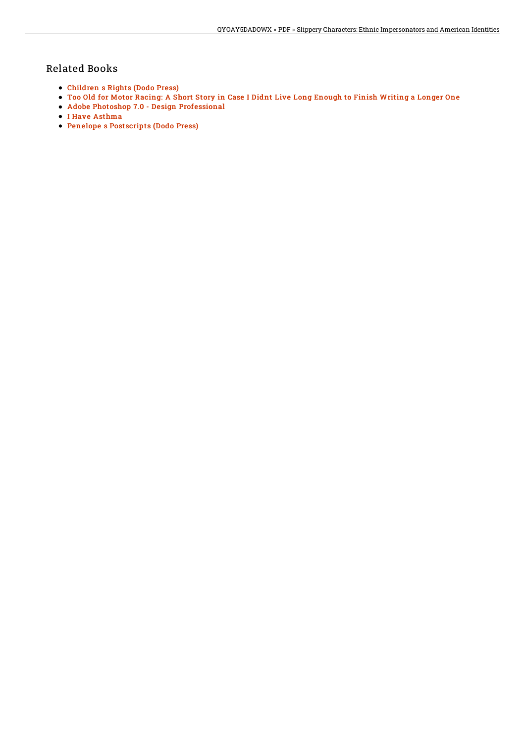## Related Books

- Children s Rights (Dodo Press)
- Too Old for Motor Racing: A Short Story in Case I Didnt Live Long Enough to Finish Writing a Longer One
- Adobe Photoshop 7.0 - Design Professional
- I Have Asthma
- Penelope s Postscripts (Dodo Press)